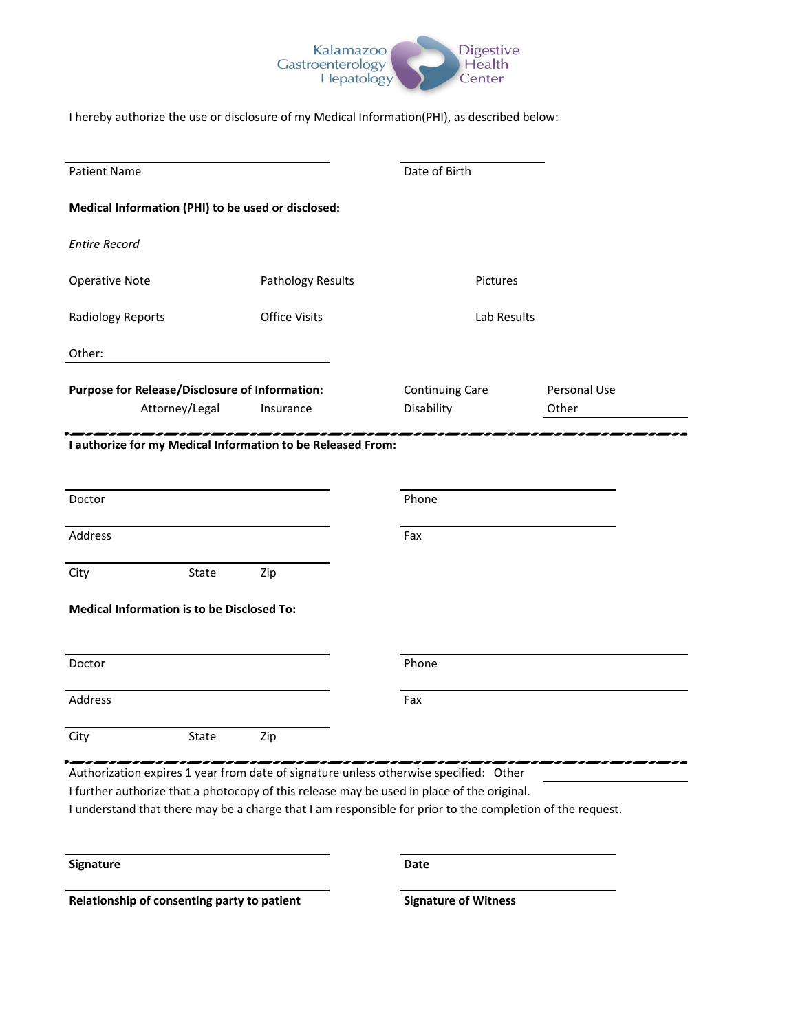Kalamazoo Gastroenterology Hepatology Digestive Health Center

I hereby authorize the use or disclosure of my Medical Information(PHI), as described below:

Patient Name ______________________ Date of Birth ______________

**Medical Information (PHI) to be used or disclosed:**

*Entire Record*

| | | |
|---|---|---|
| Operative Note | Pathology Results | Pictures |
| Radiology Reports | Office Visits | Lab Results |

Other: ______________________

**Purpose for Release/Disclosure of Information:** Continuing Care Personal Use

Attorney/Legal Insurance Disability Other ______________

---

**I authorize for my Medical Information to be Released From:**

Doctor ______________________ Phone ______________________

Address ______________________ Fax ______________________

City State Zip

**Medical Information is to be Disclosed To:**

Doctor ______________________ Phone ______________________

Address ______________________ Fax ______________________

City State Zip

---

Authorization expires 1 year from date of signature unless otherwise specified: Other ______________

I further authorize that a photocopy of this release may be used in place of the original.

I understand that there may be a charge that I am responsible for prior to the completion of the request.

**Signature** ______________________ **Date** ______________________

**Relationship of consenting party to patient** ______________________ **Signature of Witness** ______________________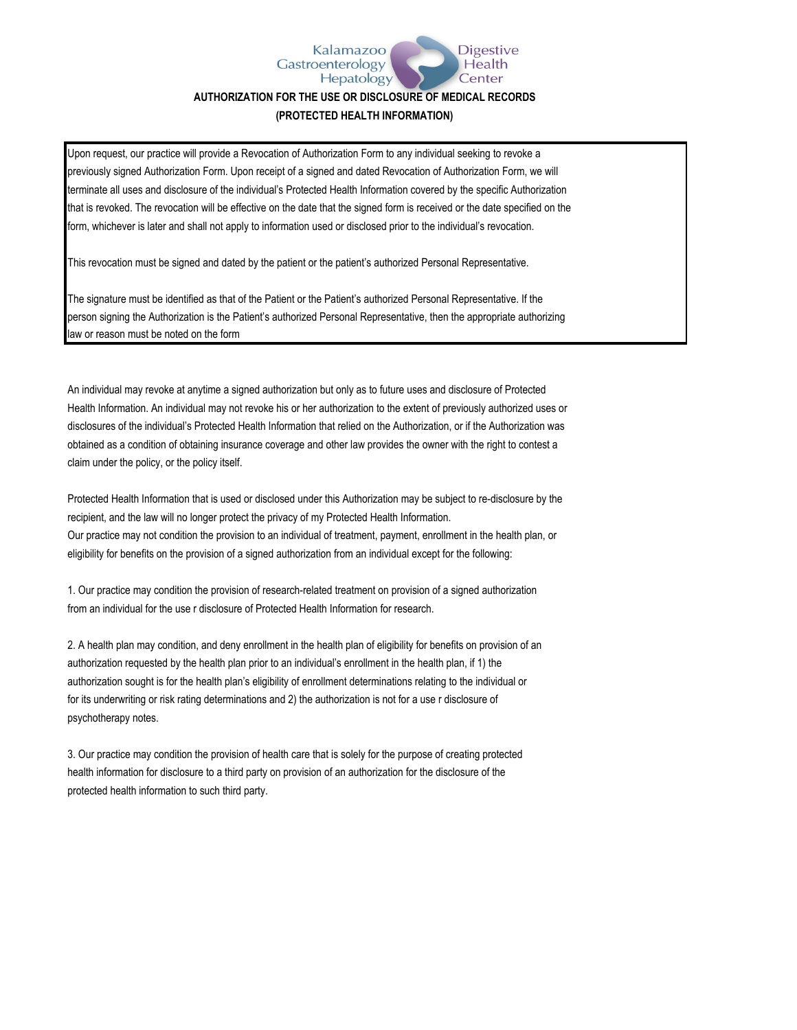Kalamazoo Gastroenterology Hepatology Digestive Health Center

**AUTHORIZATION FOR THE USE OR DISCLOSURE OF MEDICAL RECORDS**
**(PROTECTED HEALTH INFORMATION)**

Upon request, our practice will provide a Revocation of Authorization Form to any individual seeking to revoke a previously signed Authorization Form. Upon receipt of a signed and dated Revocation of Authorization Form, we will terminate all uses and disclosure of the individual's Protected Health Information covered by the specific Authorization that is revoked. The revocation will be effective on the date that the signed form is received or the date specified on the form, whichever is later and shall not apply to information used or disclosed prior to the individual's revocation.

This revocation must be signed and dated by the patient or the patient's authorized Personal Representative.

The signature must be identified as that of the Patient or the Patient's authorized Personal Representative. If the person signing the Authorization is the Patient's authorized Personal Representative, then the appropriate authorizing law or reason must be noted on the form

An individual may revoke at anytime a signed authorization but only as to future uses and disclosure of Protected Health Information. An individual may not revoke his or her authorization to the extent of previously authorized uses or disclosures of the individual's Protected Health Information that relied on the Authorization, or if the Authorization was obtained as a condition of obtaining insurance coverage and other law provides the owner with the right to contest a claim under the policy, or the policy itself.

Protected Health Information that is used or disclosed under this Authorization may be subject to re-disclosure by the recipient, and the law will no longer protect the privacy of my Protected Health Information.
Our practice may not condition the provision to an individual of treatment, payment, enrollment in the health plan, or eligibility for benefits on the provision of a signed authorization from an individual except for the following:

1. Our practice may condition the provision of research-related treatment on provision of a signed authorization from an individual for the use r disclosure of Protected Health Information for research.

2. A health plan may condition, and deny enrollment in the health plan of eligibility for benefits on provision of an authorization requested by the health plan prior to an individual's enrollment in the health plan, if 1) the authorization sought is for the health plan's eligibility of enrollment determinations relating to the individual or for its underwriting or risk rating determinations and 2) the authorization is not for a use r disclosure of psychotherapy notes.

3. Our practice may condition the provision of health care that is solely for the purpose of creating protected health information for disclosure to a third party on provision of an authorization for the disclosure of the protected health information to such third party.